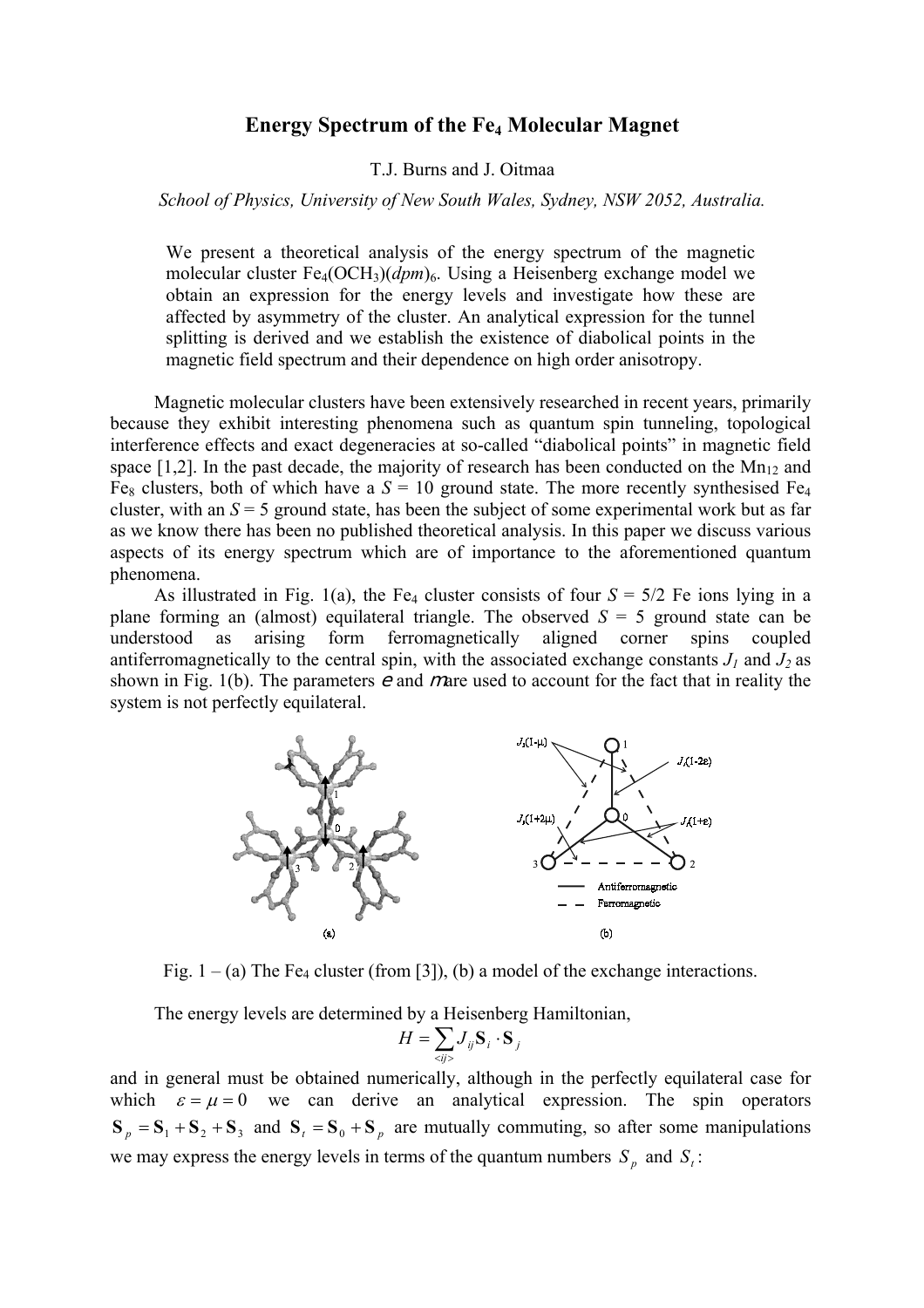# Energy Spectrum of the $Fe_4$ Molecular Magnet

T.J. Burns and J. Oitmaa

*School of Physics, University of New South Wales, Sydney, NSW 2052, Australia.*

> We present a theoretical analysis of the energy spectrum of the magnetic molecular cluster $Fe_4(OCH_3)(dpm)_6$. Using a Heisenberg exchange model we obtain an expression for the energy levels and investigate how these are affected by asymmetry of the cluster. An analytical expression for the tunnel splitting is derived and we establish the existence of diabolical points in the magnetic field spectrum and their dependence on high order anisotropy.

Magnetic molecular clusters have been extensively researched in recent years, primarily because they exhibit interesting phenomena such as quantum spin tunneling, topological interference effects and exact degeneracies at so-called "diabolical points" in magnetic field space [1,2]. In the past decade, the majority of research has been conducted on the $Mn_{12}$ and $Fe_8$ clusters, both of which have a $S = 10$ ground state. The more recently synthesised $Fe_4$ cluster, with an $S = 5$ ground state, has been the subject of some experimental work but as far as we know there has been no published theoretical analysis. In this paper we discuss various aspects of its energy spectrum which are of importance to the aforementioned quantum phenomena.

As illustrated in Fig. 1(a), the $Fe_4$ cluster consists of four $S = 5/2$ Fe ions lying in a plane forming an (almost) equilateral triangle. The observed $S = 5$ ground state can be understood as arising form ferromagnetically aligned corner spins coupled antiferromagnetically to the central spin, with the associated exchange constants $J_1$ and $J_2$ as shown in Fig. 1(b). The parameters $\varepsilon$ and $\mu$ are used to account for the fact that in reality the system is not perfectly equilateral.

Fig. 1 – (a) The $Fe_4$ cluster (from [3]), (b) a model of the exchange interactions.

The energy levels are determined by a Heisenberg Hamiltonian,

$$H = \sum_{<ij>} J_{ij} \mathbf{S}_i \cdot \mathbf{S}_j$$

and in general must be obtained numerically, although in the perfectly equilateral case for which $\varepsilon = \mu = 0$ we can derive an analytical expression. The spin operators $\mathbf{S}_p = \mathbf{S}_1 + \mathbf{S}_2 + \mathbf{S}_3$ and $\mathbf{S}_t = \mathbf{S}_0 + \mathbf{S}_p$ are mutually commuting, so after some manipulations we may express the energy levels in terms of the quantum numbers $S_p$ and $S_t$: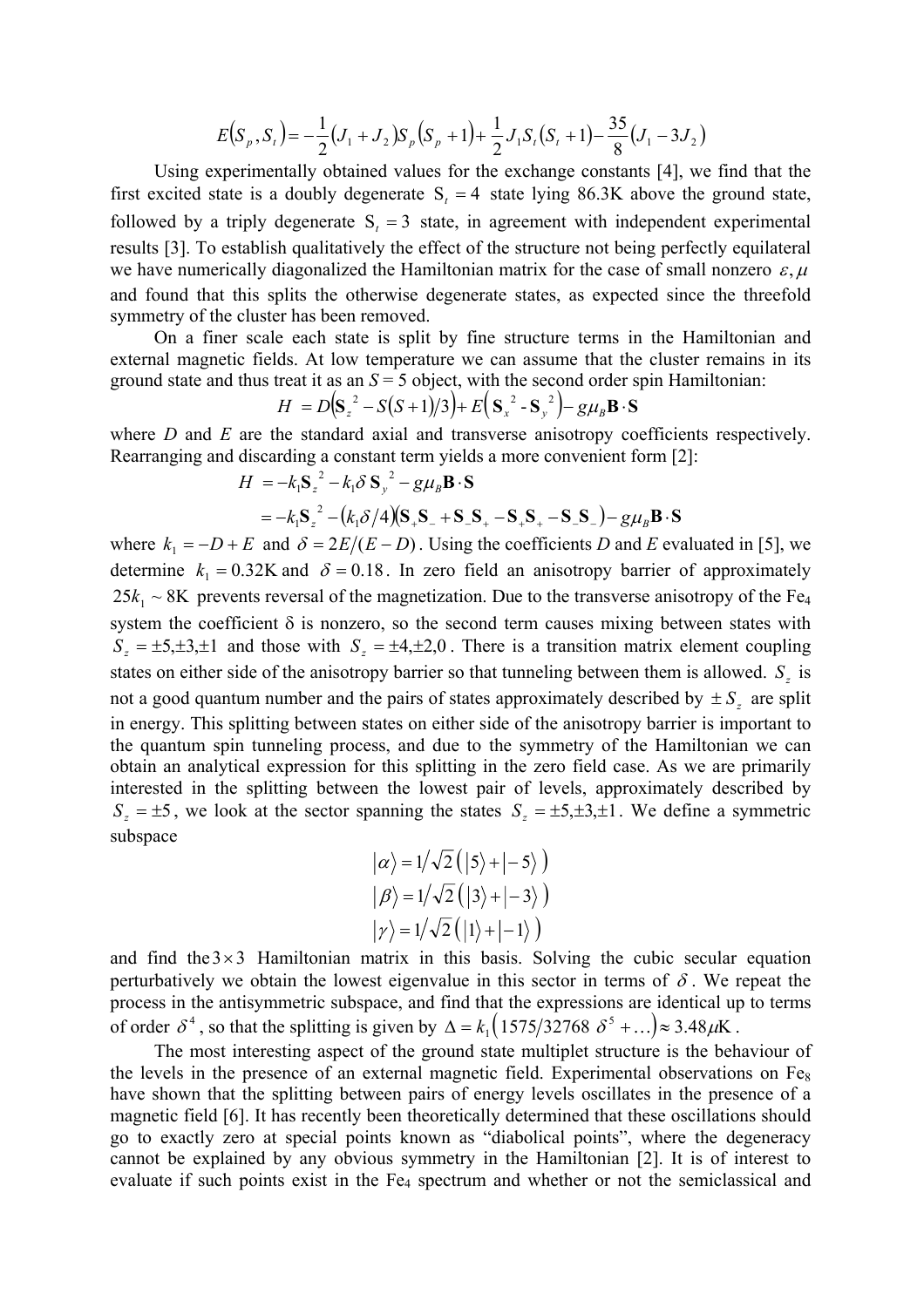$$E(S_p, S_t) = -\frac{1}{2}(J_1 + J_2)S_p(S_p + 1) + \frac{1}{2}J_1 S_t(S_t + 1) - \frac{35}{8}(J_1 - 3J_2)$$

Using experimentally obtained values for the exchange constants [4], we find that the first excited state is a doubly degenerate $S_t = 4$ state lying 86.3K above the ground state, followed by a triply degenerate $S_t = 3$ state, in agreement with independent experimental results [3]. To establish qualitatively the effect of the structure not being perfectly equilateral we have numerically diagonalized the Hamiltonian matrix for the case of small nonzero $\varepsilon, \mu$ and found that this splits the otherwise degenerate states, as expected since the threefold symmetry of the cluster has been removed.

On a finer scale each state is split by fine structure terms in the Hamiltonian and external magnetic fields. At low temperature we can assume that the cluster remains in its ground state and thus treat it as an $S = 5$ object, with the second order spin Hamiltonian:

$$H = D\left(\mathbf{S}_z^{\,2} - S(S+1)/3\right) + E\left(\mathbf{S}_x^{\,2} - \mathbf{S}_y^{\,2}\right) - g\mu_B \mathbf{B}\cdot\mathbf{S}$$

where $D$ and $E$ are the standard axial and transverse anisotropy coefficients respectively. Rearranging and discarding a constant term yields a more convenient form [2]:

$$\begin{aligned} H &= -k_1 \mathbf{S}_z^{\,2} - k_1 \delta\, \mathbf{S}_y^{\,2} - g\mu_B \mathbf{B}\cdot\mathbf{S} \\ &= -k_1 \mathbf{S}_z^{\,2} - (k_1\delta/4)\left(\mathbf{S}_+\mathbf{S}_- + \mathbf{S}_-\mathbf{S}_+ - \mathbf{S}_+\mathbf{S}_+ - \mathbf{S}_-\mathbf{S}_-\right) - g\mu_B \mathbf{B}\cdot\mathbf{S} \end{aligned}$$

where $k_1 = -D + E$ and $\delta = 2E/(E - D)$. Using the coefficients $D$ and $E$ evaluated in [5], we determine $k_1 = 0.32\text{K}$ and $\delta = 0.18$. In zero field an anisotropy barrier of approximately $25k_1 \sim 8\text{K}$ prevents reversal of the magnetization. Due to the transverse anisotropy of the $Fe_4$ system the coefficient δ is nonzero, so the second term causes mixing between states with $S_z = \pm 5, \pm 3, \pm 1$ and those with $S_z = \pm 4, \pm 2, 0$. There is a transition matrix element coupling states on either side of the anisotropy barrier so that tunneling between them is allowed. $S_z$ is not a good quantum number and the pairs of states approximately described by $\pm S_z$ are split in energy. This splitting between states on either side of the anisotropy barrier is important to the quantum spin tunneling process, and due to the symmetry of the Hamiltonian we can obtain an analytical expression for this splitting in the zero field case. As we are primarily interested in the splitting between the lowest pair of levels, approximately described by $S_z = \pm 5$, we look at the sector spanning the states $S_z = \pm 5, \pm 3, \pm 1$. We define a symmetric subspace

$$|\alpha\rangle = 1/\sqrt{2}\left(|5\rangle + |-5\rangle\right)$$
$$|\beta\rangle = 1/\sqrt{2}\left(|3\rangle + |-3\rangle\right)$$
$$|\gamma\rangle = 1/\sqrt{2}\left(|1\rangle + |-1\rangle\right)$$

and find the $3\times 3$ Hamiltonian matrix in this basis. Solving the cubic secular equation perturbatively we obtain the lowest eigenvalue in this sector in terms of $\delta$. We repeat the process in the antisymmetric subspace, and find that the expressions are identical up to terms of order $\delta^4$, so that the splitting is given by $\Delta = k_1\left(1575/32768\ \delta^5 + \ldots\right) \approx 3.48\mu\text{K}$.

The most interesting aspect of the ground state multiplet structure is the behaviour of the levels in the presence of an external magnetic field. Experimental observations on $Fe_8$ have shown that the splitting between pairs of energy levels oscillates in the presence of a magnetic field [6]. It has recently been theoretically determined that these oscillations should go to exactly zero at special points known as "diabolical points", where the degeneracy cannot be explained by any obvious symmetry in the Hamiltonian [2]. It is of interest to evaluate if such points exist in the $Fe_4$ spectrum and whether or not the semiclassical and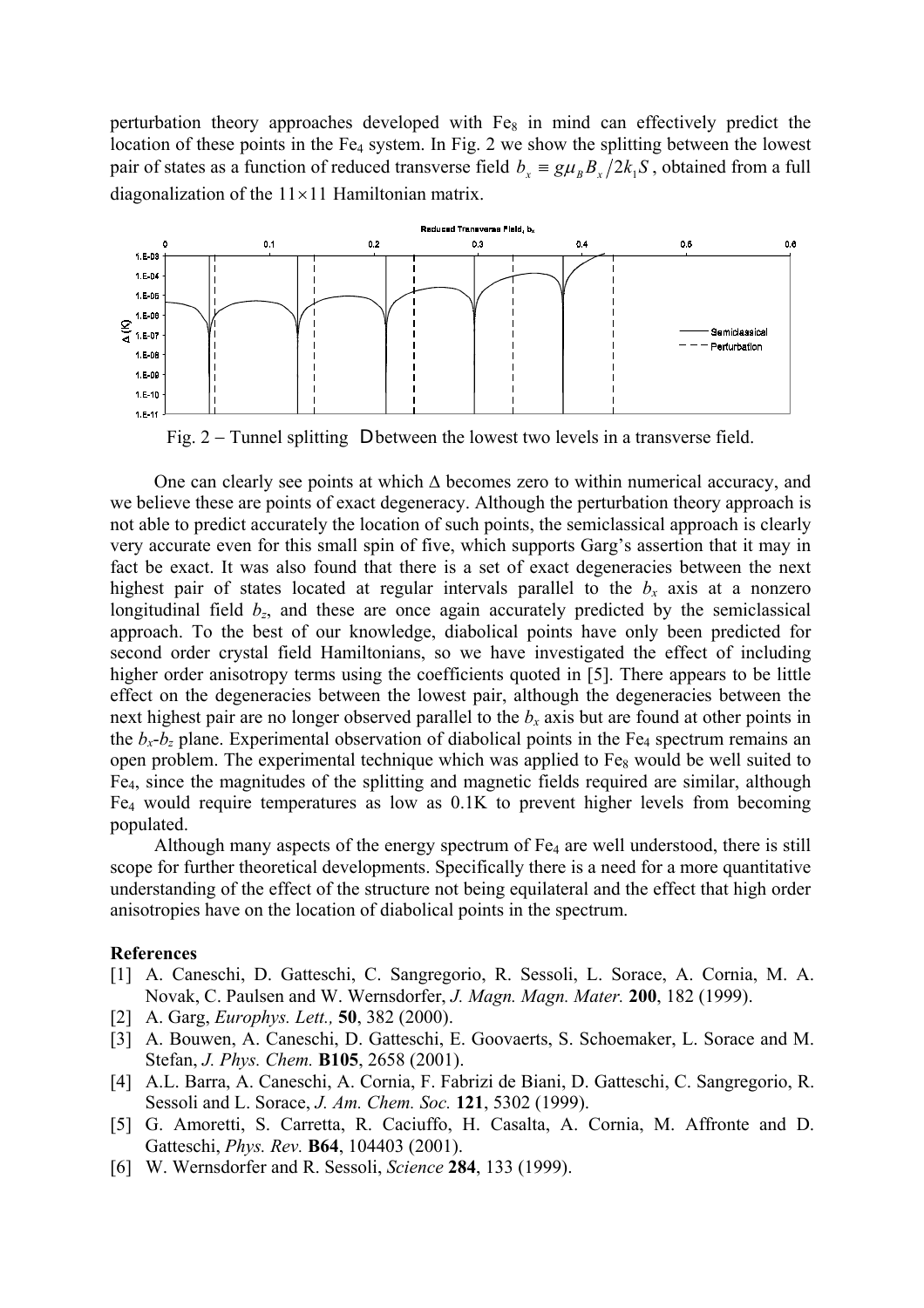perturbation theory approaches developed with $Fe_8$ in mind can effectively predict the location of these points in the $Fe_4$ system. In Fig. 2 we show the splitting between the lowest pair of states as a function of reduced transverse field $b_x \equiv g\mu_B B_x / 2k_1 S$, obtained from a full diagonalization of the $11 \times 11$ Hamiltonian matrix.

Reduced Transverse Field, $b_x$

0 0.1 0.2 0.3 0.4 0.5 0.6

1.E-03
1.E-04
1.E-05
1.E-06
1.E-07
1.E-08
1.E-09
1.E-10
1.E-11

Δ (K)

Semiclassical
Perturbation

Fig. 2 – Tunnel splitting Δ between the lowest two levels in a transverse field.

One can clearly see points at which Δ becomes zero to within numerical accuracy, and we believe these are points of exact degeneracy. Although the perturbation theory approach is not able to predict accurately the location of such points, the semiclassical approach is clearly very accurate even for this small spin of five, which supports Garg's assertion that it may in fact be exact. It was also found that there is a set of exact degeneracies between the next highest pair of states located at regular intervals parallel to the $b_x$ axis at a nonzero longitudinal field $b_z$, and these are once again accurately predicted by the semiclassical approach. To the best of our knowledge, diabolical points have only been predicted for second order crystal field Hamiltonians, so we have investigated the effect of including higher order anisotropy terms using the coefficients quoted in [5]. There appears to be little effect on the degeneracies between the lowest pair, although the degeneracies between the next highest pair are no longer observed parallel to the $b_x$ axis but are found at other points in the $b_x$-$b_z$ plane. Experimental observation of diabolical points in the $Fe_4$ spectrum remains an open problem. The experimental technique which was applied to $Fe_8$ would be well suited to $Fe_4$, since the magnitudes of the splitting and magnetic fields required are similar, although $Fe_4$ would require temperatures as low as 0.1K to prevent higher levels from becoming populated.

Although many aspects of the energy spectrum of $Fe_4$ are well understood, there is still scope for further theoretical developments. Specifically there is a need for a more quantitative understanding of the effect of the structure not being equilateral and the effect that high order anisotropies have on the location of diabolical points in the spectrum.

**References**

[1] A. Caneschi, D. Gatteschi, C. Sangregorio, R. Sessoli, L. Sorace, A. Cornia, M. A. Novak, C. Paulsen and W. Wernsdorfer, *J. Magn. Magn. Mater.* **200**, 182 (1999).
[2] A. Garg, *Europhys. Lett.,* **50**, 382 (2000).
[3] A. Bouwen, A. Caneschi, D. Gatteschi, E. Goovaerts, S. Schoemaker, L. Sorace and M. Stefan, *J. Phys. Chem.* **B105**, 2658 (2001).
[4] A.L. Barra, A. Caneschi, A. Cornia, F. Fabrizi de Biani, D. Gatteschi, C. Sangregorio, R. Sessoli and L. Sorace, *J. Am. Chem. Soc.* **121**, 5302 (1999).
[5] G. Amoretti, S. Carretta, R. Caciuffo, H. Casalta, A. Cornia, M. Affronte and D. Gatteschi, *Phys. Rev.* **B64**, 104403 (2001).
[6] W. Wernsdorfer and R. Sessoli, *Science* **284**, 133 (1999).